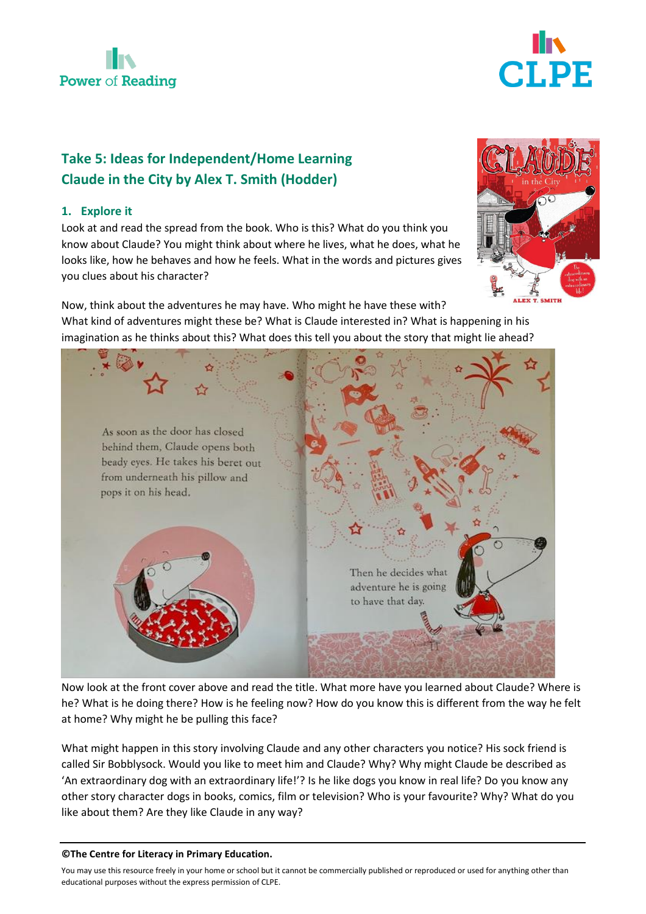## Take 5: Ideas for Independent/Home Learning
## Claude in the City by Alex T. Smith (Hodder)

### 1. Explore it

Look at and read the spread from the book. Who is this? What do you think you know about Claude? You might think about where he lives, what he does, what he looks like, how he behaves and how he feels. What in the words and pictures gives you clues about his character?

Now, think about the adventures he may have. Who might he have these with? What kind of adventures might these be? What is Claude interested in? What is happening in his imagination as he thinks about this? What does this tell you about the story that might lie ahead?

As soon as the door has closed behind them, Claude opens both beady eyes. He takes his beret out from underneath his pillow and pops it on his head.

Then he decides what adventure he is going to have that day.

Now look at the front cover above and read the title. What more have you learned about Claude? Where is he? What is he doing there? How is he feeling now? How do you know this is different from the way he felt at home? Why might he be pulling this face?

What might happen in this story involving Claude and any other characters you notice? His sock friend is called Sir Bobblysock. Would you like to meet him and Claude? Why? Why might Claude be described as 'An extraordinary dog with an extraordinary life!'? Is he like dogs you know in real life? Do you know any other story character dogs in books, comics, film or television? Who is your favourite? Why? What do you like about them? Are they like Claude in any way?

**©The Centre for Literacy in Primary Education.**

You may use this resource freely in your home or school but it cannot be commercially published or reproduced or used for anything other than educational purposes without the express permission of CLPE.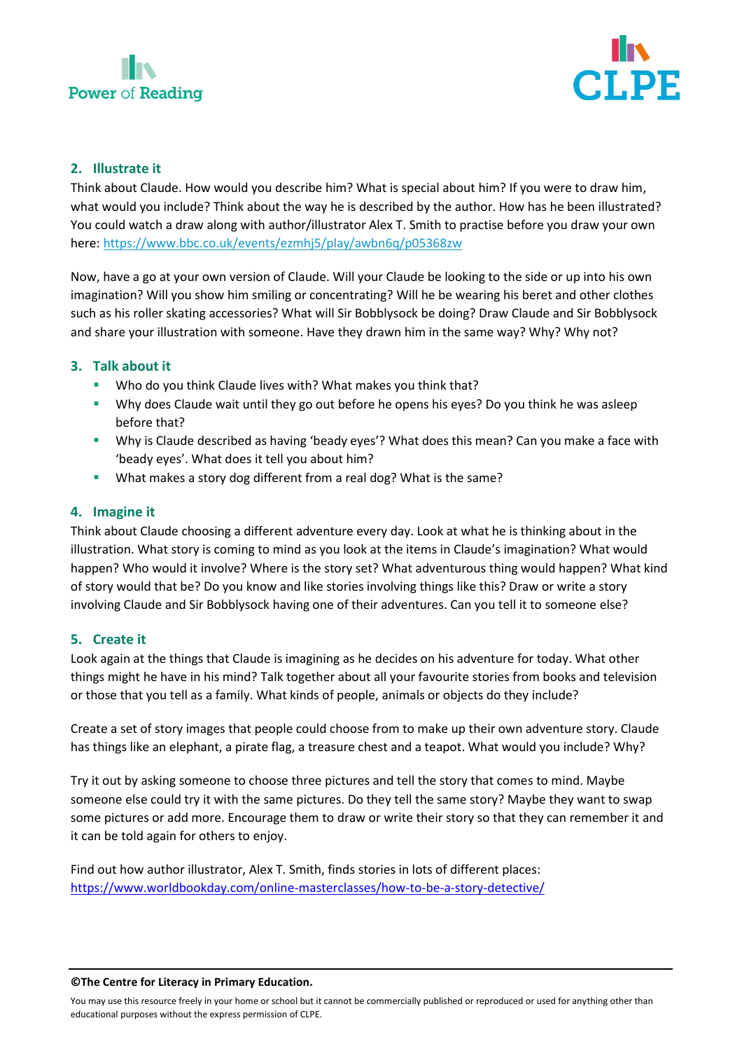## 2. Illustrate it

Think about Claude. How would you describe him? What is special about him? If you were to draw him, what would you include? Think about the way he is described by the author. How has he been illustrated? You could watch a draw along with author/illustrator Alex T. Smith to practise before you draw your own here: https://www.bbc.co.uk/events/ezmhj5/play/awbn6q/p05368zw

Now, have a go at your own version of Claude. Will your Claude be looking to the side or up into his own imagination? Will you show him smiling or concentrating? Will he be wearing his beret and other clothes such as his roller skating accessories? What will Sir Bobblysock be doing? Draw Claude and Sir Bobblysock and share your illustration with someone. Have they drawn him in the same way? Why? Why not?

## 3. Talk about it

- Who do you think Claude lives with? What makes you think that?
- Why does Claude wait until they go out before he opens his eyes? Do you think he was asleep before that?
- Why is Claude described as having 'beady eyes'? What does this mean? Can you make a face with 'beady eyes'. What does it tell you about him?
- What makes a story dog different from a real dog? What is the same?

## 4. Imagine it

Think about Claude choosing a different adventure every day. Look at what he is thinking about in the illustration. What story is coming to mind as you look at the items in Claude's imagination? What would happen? Who would it involve? Where is the story set? What adventurous thing would happen? What kind of story would that be? Do you know and like stories involving things like this? Draw or write a story involving Claude and Sir Bobblysock having one of their adventures. Can you tell it to someone else?

## 5. Create it

Look again at the things that Claude is imagining as he decides on his adventure for today. What other things might he have in his mind? Talk together about all your favourite stories from books and television or those that you tell as a family. What kinds of people, animals or objects do they include?

Create a set of story images that people could choose from to make up their own adventure story. Claude has things like an elephant, a pirate flag, a treasure chest and a teapot. What would you include? Why?

Try it out by asking someone to choose three pictures and tell the story that comes to mind. Maybe someone else could try it with the same pictures. Do they tell the same story? Maybe they want to swap some pictures or add more. Encourage them to draw or write their story so that they can remember it and it can be told again for others to enjoy.

Find out how author illustrator, Alex T. Smith, finds stories in lots of different places: https://www.worldbookday.com/online-masterclasses/how-to-be-a-story-detective/

**©The Centre for Literacy in Primary Education.**

You may use this resource freely in your home or school but it cannot be commercially published or reproduced or used for anything other than educational purposes without the express permission of CLPE.